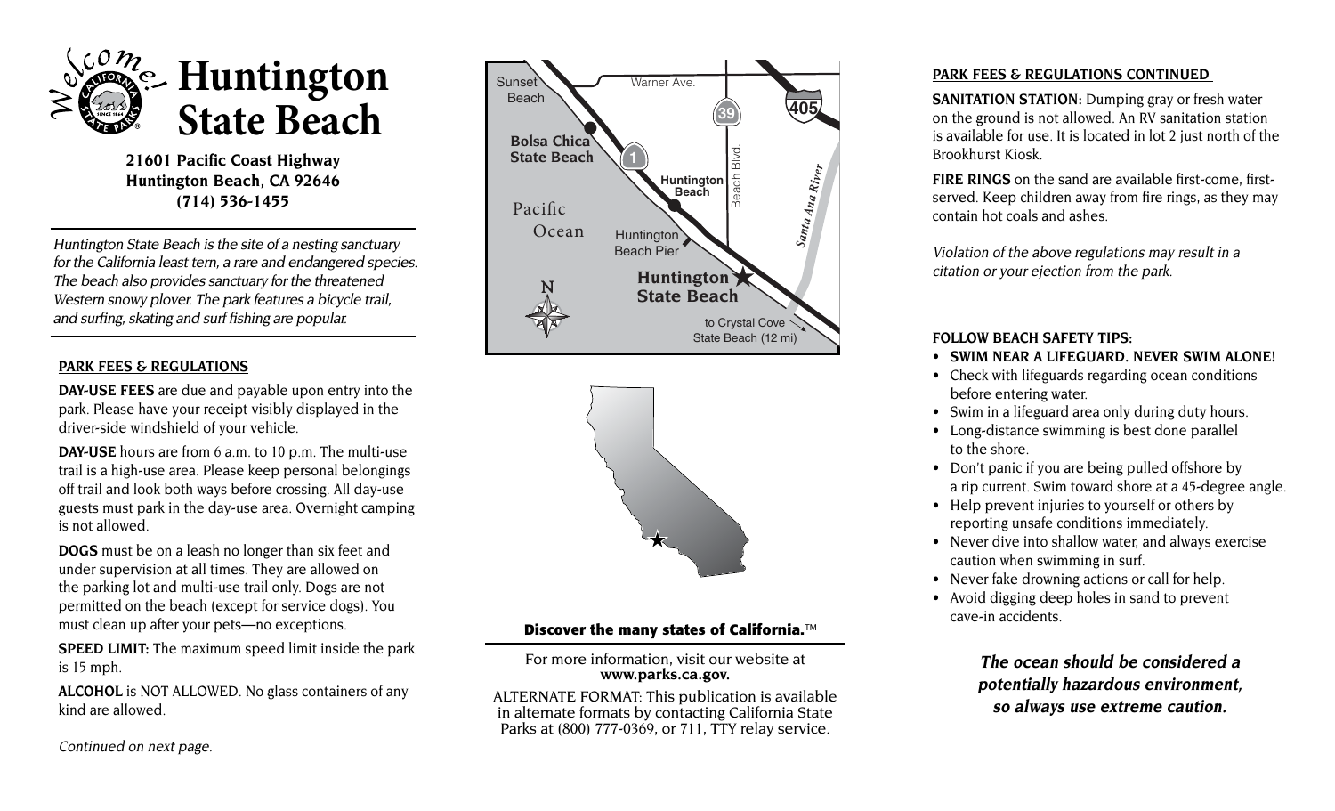# Huntington State Beach

**21601 Pacific Coast Highway**
**Huntington Beach, CA 92646**
**(714) 536-1455**

*Huntington State Beach is the site of a nesting sanctuary for the California least tern, a rare and endangered species. The beach also provides sanctuary for the threatened Western snowy plover. The park features a bicycle trail, and surfing, skating and surf fishing are popular.*

## PARK FEES & REGULATIONS

**DAY-USE FEES** are due and payable upon entry into the park. Please have your receipt visibly displayed in the driver-side windshield of your vehicle.

**DAY-USE** hours are from 6 a.m. to 10 p.m. The multi-use trail is a high-use area. Please keep personal belongings off trail and look both ways before crossing. All day-use guests must park in the day-use area. Overnight camping is not allowed.

**DOGS** must be on a leash no longer than six feet and under supervision at all times. They are allowed on the parking lot and multi-use trail only. Dogs are not permitted on the beach (except for service dogs). You must clean up after your pets—no exceptions.

**SPEED LIMIT:** The maximum speed limit inside the park is 15 mph.

**ALCOHOL** is NOT ALLOWED. No glass containers of any kind are allowed.

*Continued on next page.*

**Discover the many states of California.**™

For more information, visit our website at **www.parks.ca.gov.**

ALTERNATE FORMAT: This publication is available in alternate formats by contacting California State Parks at (800) 777-0369, or 711, TTY relay service.

## PARK FEES & REGULATIONS CONTINUED

**SANITATION STATION:** Dumping gray or fresh water on the ground is not allowed. An RV sanitation station is available for use. It is located in lot 2 just north of the Brookhurst Kiosk.

**FIRE RINGS** on the sand are available first-come, first-served. Keep children away from fire rings, as they may contain hot coals and ashes.

*Violation of the above regulations may result in a citation or your ejection from the park.*

## FOLLOW BEACH SAFETY TIPS:

- **SWIM NEAR A LIFEGUARD. NEVER SWIM ALONE!**
- Check with lifeguards regarding ocean conditions before entering water.
- Swim in a lifeguard area only during duty hours.
- Long-distance swimming is best done parallel to the shore.
- Don't panic if you are being pulled offshore by a rip current. Swim toward shore at a 45-degree angle.
- Help prevent injuries to yourself or others by reporting unsafe conditions immediately.
- Never dive into shallow water, and always exercise caution when swimming in surf.
- Never fake drowning actions or call for help.
- Avoid digging deep holes in sand to prevent cave-in accidents.

***The ocean should be considered a potentially hazardous environment, so always use extreme caution.***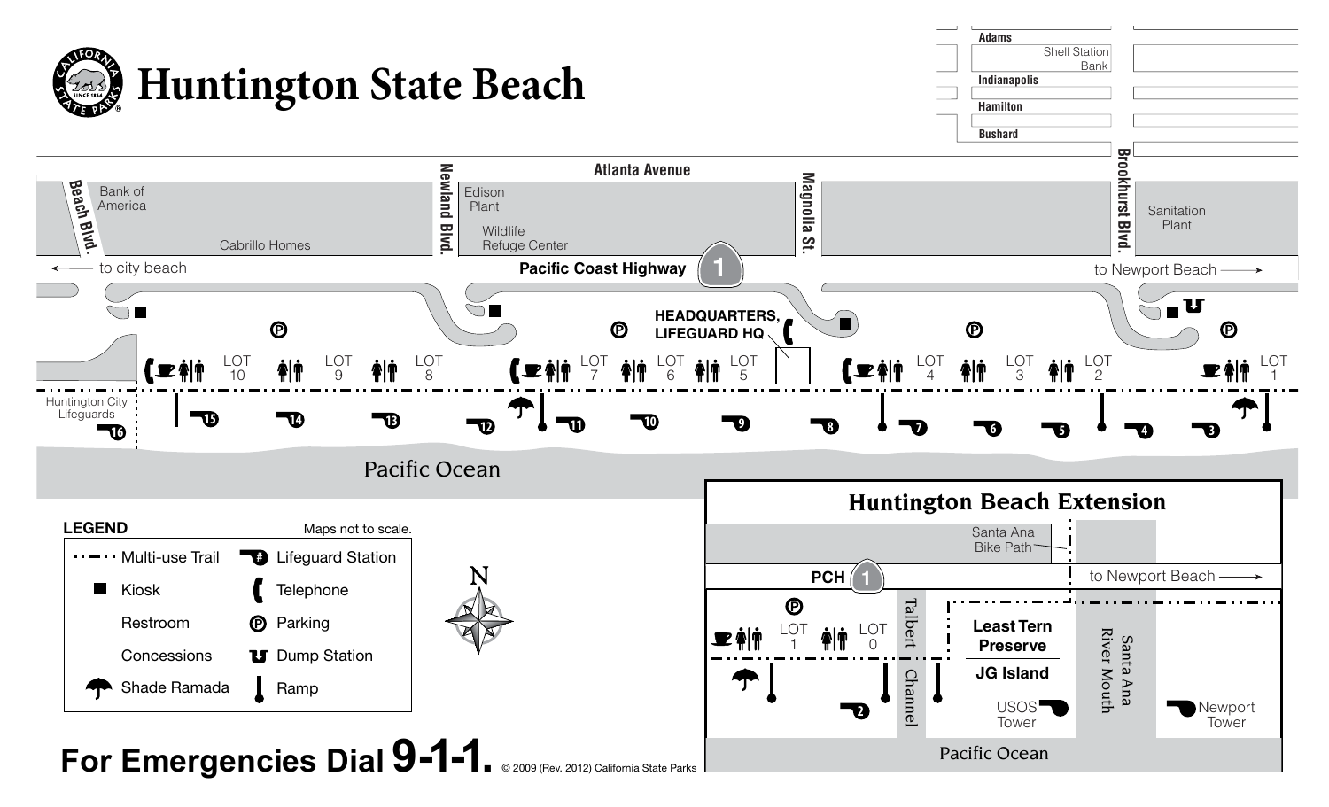# Huntington State Beach

Adams

Shell Station

Bank

Indianapolis

Hamilton

Bushard

Atlanta Avenue

Beach Blvd.

Bank of America

Cabrillo Homes

Newland Blvd.

Edison Plant

Wildlife Refuge Center

Magnolia St.

Brookhurst Blvd.

Sanitation Plant

to city beach

Pacific Coast Highway 1

to Newport Beach

HEADQUARTERS, LIFEGUARD HQ

LOT 10 LOT 9 LOT 8 LOT 7 LOT 6 LOT 5 LOT 4 LOT 3 LOT 2 LOT 1

Huntington City Lifeguards

16 15 14 13 12 11 10 9 8 7 6 5 4 3

Pacific Ocean

## Huntington Beach Extension

Santa Ana Bike Path

PCH 1

to Newport Beach

LOT 1 LOT 0

Talbert Channel

Least Tern Preserve

JG Island

Santa Ana River Mouth

2

USOS Tower

Newport Tower

Pacific Ocean

**LEGEND**

Maps not to scale.

- Multi-use Trail
- Kiosk
- Restroom
- Concessions
- Shade Ramada
- Lifeguard Station
- Telephone
- Parking
- Dump Station
- Ramp

N

**For Emergencies Dial 9-1-1.**

© 2009 (Rev. 2012) California State Parks